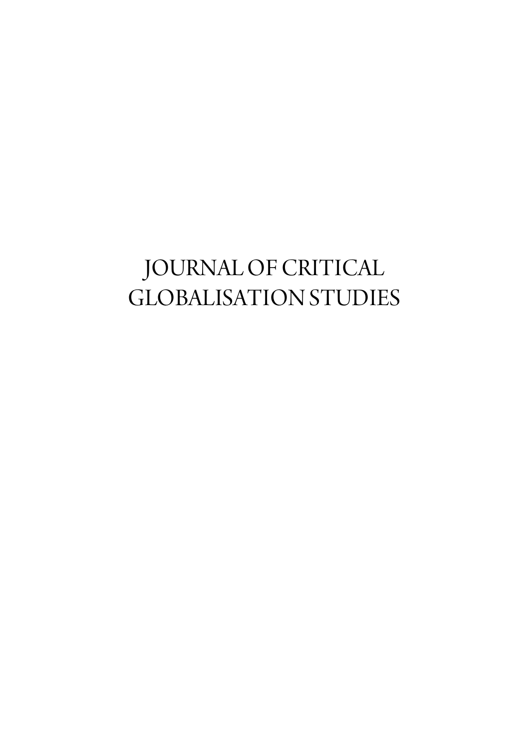# JOURNAL OF CRITICAL GLOBALISATION STUDIES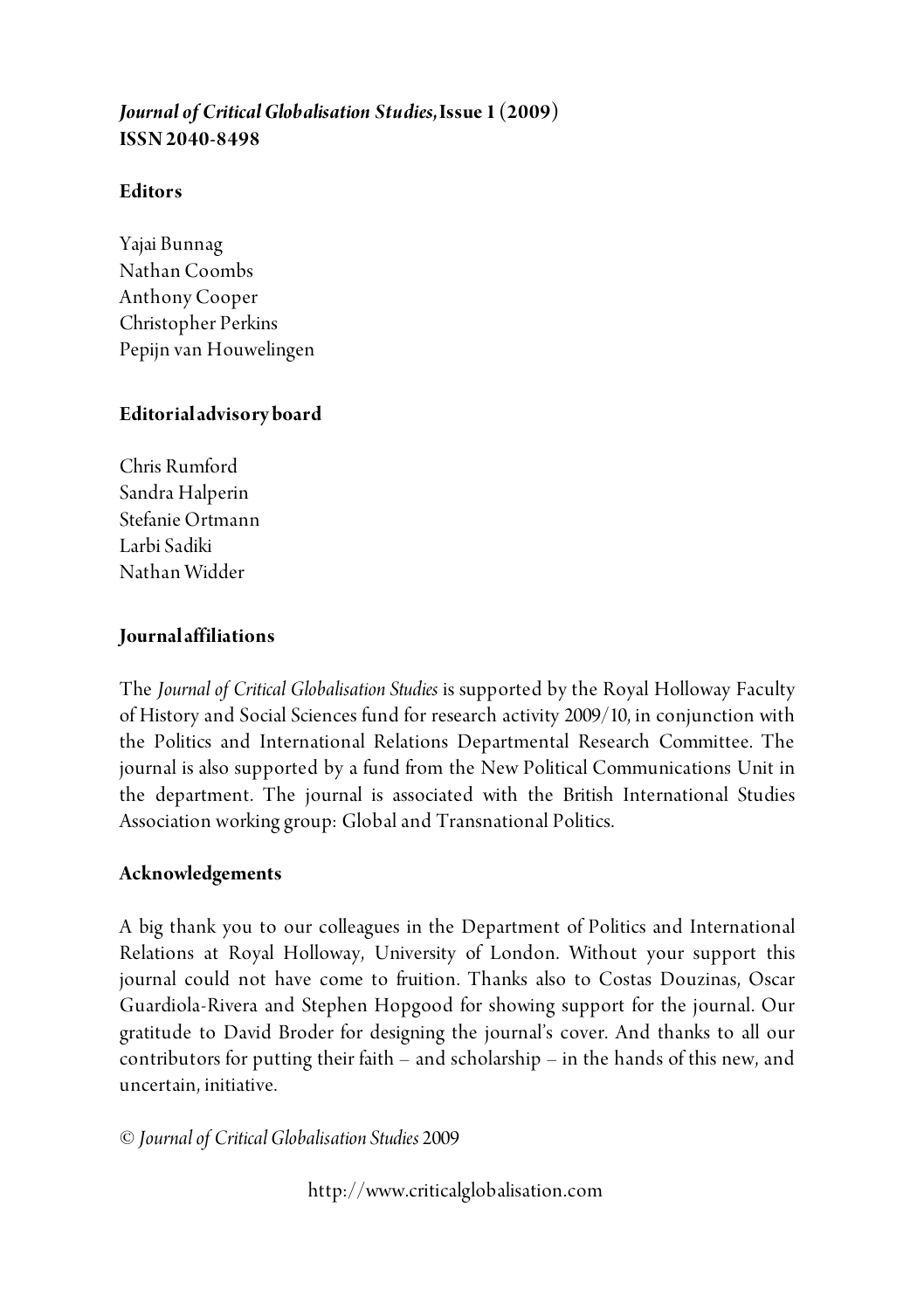***Journal of Critical Globalisation Studies*, Issue 1 (2009)**
**ISSN 2040-8498**

**Editors**

Yajai Bunnag
Nathan Coombs
Anthony Cooper
Christopher Perkins
Pepijn van Houwelingen

**Editorial advisory board**

Chris Rumford
Sandra Halperin
Stefanie Ortmann
Larbi Sadiki
Nathan Widder

**Journal affiliations**

The *Journal of Critical Globalisation Studies* is supported by the Royal Holloway Faculty of History and Social Sciences fund for research activity 2009/10, in conjunction with the Politics and International Relations Departmental Research Committee. The journal is also supported by a fund from the New Political Communications Unit in the department. The journal is associated with the British International Studies Association working group: Global and Transnational Politics.

**Acknowledgements**

A big thank you to our colleagues in the Department of Politics and International Relations at Royal Holloway, University of London. Without your support this journal could not have come to fruition. Thanks also to Costas Douzinas, Oscar Guardiola-Rivera and Stephen Hopgood for showing support for the journal. Our gratitude to David Broder for designing the journal's cover. And thanks to all our contributors for putting their faith – and scholarship – in the hands of this new, and uncertain, initiative.

© *Journal of Critical Globalisation Studies* 2009

http://www.criticalglobalisation.com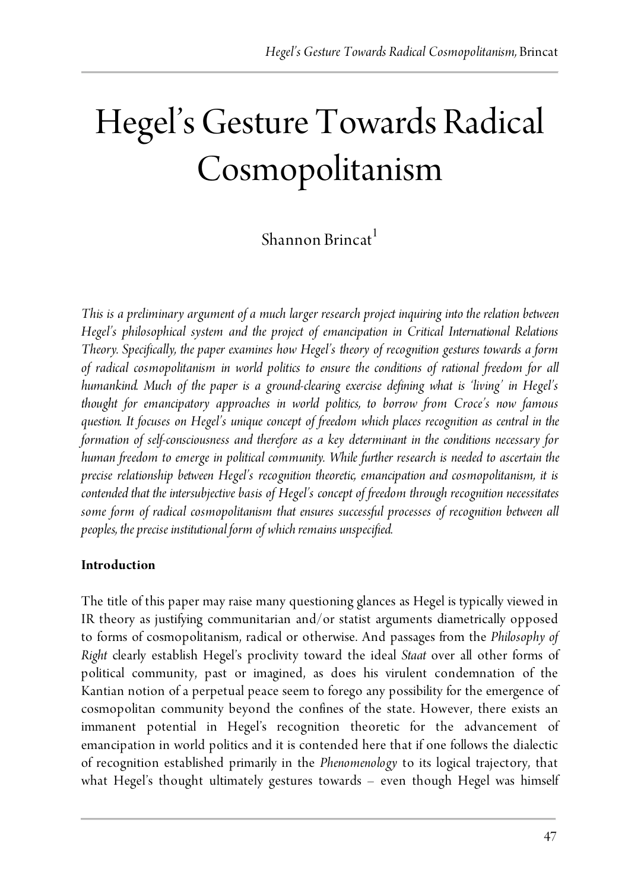# Hegel's Gesture Towards Radical Cosmopolitanism

Shannon Brincat[1]

*This is a preliminary argument of a much larger research project inquiring into the relation between Hegel's philosophical system and the project of emancipation in Critical International Relations Theory. Specifically, the paper examines how Hegel's theory of recognition gestures towards a form of radical cosmopolitanism in world politics to ensure the conditions of rational freedom for all humankind. Much of the paper is a ground-clearing exercise defining what is 'living' in Hegel's thought for emancipatory approaches in world politics, to borrow from Croce's now famous question. It focuses on Hegel's unique concept of freedom which places recognition as central in the formation of self-consciousness and therefore as a key determinant in the conditions necessary for human freedom to emerge in political community. While further research is needed to ascertain the precise relationship between Hegel's recognition theoretic, emancipation and cosmopolitanism, it is contended that the intersubjective basis of Hegel's concept of freedom through recognition necessitates some form of radical cosmopolitanism that ensures successful processes of recognition between all peoples, the precise institutional form of which remains unspecified.*

**Introduction**

The title of this paper may raise many questioning glances as Hegel is typically viewed in IR theory as justifying communitarian and/or statist arguments diametrically opposed to forms of cosmopolitanism, radical or otherwise. And passages from the *Philosophy of Right* clearly establish Hegel's proclivity toward the ideal *Staat* over all other forms of political community, past or imagined, as does his virulent condemnation of the Kantian notion of a perpetual peace seem to forego any possibility for the emergence of cosmopolitan community beyond the confines of the state. However, there exists an immanent potential in Hegel's recognition theoretic for the advancement of emancipation in world politics and it is contended here that if one follows the dialectic of recognition established primarily in the *Phenomenology* to its logical trajectory, that what Hegel's thought ultimately gestures towards – even though Hegel was himself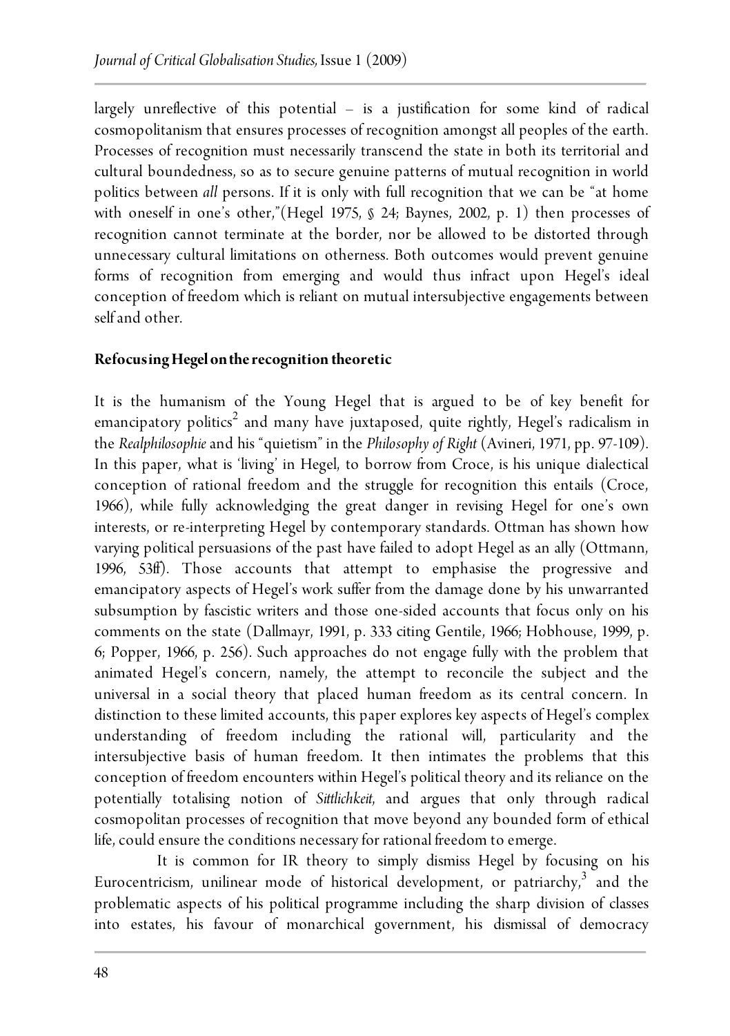largely unreflective of this potential – is a justification for some kind of radical cosmopolitanism that ensures processes of recognition amongst all peoples of the earth. Processes of recognition must necessarily transcend the state in both its territorial and cultural boundedness, so as to secure genuine patterns of mutual recognition in world politics between *all* persons. If it is only with full recognition that we can be "at home with oneself in one's other,"(Hegel 1975, § 24; Baynes, 2002, p. 1) then processes of recognition cannot terminate at the border, nor be allowed to be distorted through unnecessary cultural limitations on otherness. Both outcomes would prevent genuine forms of recognition from emerging and would thus infract upon Hegel's ideal conception of freedom which is reliant on mutual intersubjective engagements between self and other.

**Refocusing Hegel on the recognition theoretic**

It is the humanism of the Young Hegel that is argued to be of key benefit for emancipatory politics[2] and many have juxtaposed, quite rightly, Hegel's radicalism in the *Realphilosophie* and his "quietism" in the *Philosophy of Right* (Avineri, 1971, pp. 97-109). In this paper, what is 'living' in Hegel, to borrow from Croce, is his unique dialectical conception of rational freedom and the struggle for recognition this entails (Croce, 1966), while fully acknowledging the great danger in revising Hegel for one's own interests, or re-interpreting Hegel by contemporary standards. Ottman has shown how varying political persuasions of the past have failed to adopt Hegel as an ally (Ottmann, 1996, 53ff). Those accounts that attempt to emphasise the progressive and emancipatory aspects of Hegel's work suffer from the damage done by his unwarranted subsumption by fascistic writers and those one-sided accounts that focus only on his comments on the state (Dallmayr, 1991, p. 333 citing Gentile, 1966; Hobhouse, 1999, p. 6; Popper, 1966, p. 256). Such approaches do not engage fully with the problem that animated Hegel's concern, namely, the attempt to reconcile the subject and the universal in a social theory that placed human freedom as its central concern. In distinction to these limited accounts, this paper explores key aspects of Hegel's complex understanding of freedom including the rational will, particularity and the intersubjective basis of human freedom. It then intimates the problems that this conception of freedom encounters within Hegel's political theory and its reliance on the potentially totalising notion of *Sittlichkeit*, and argues that only through radical cosmopolitan processes of recognition that move beyond any bounded form of ethical life, could ensure the conditions necessary for rational freedom to emerge.

It is common for IR theory to simply dismiss Hegel by focusing on his Eurocentricism, unilinear mode of historical development, or patriarchy,[3] and the problematic aspects of his political programme including the sharp division of classes into estates, his favour of monarchical government, his dismissal of democracy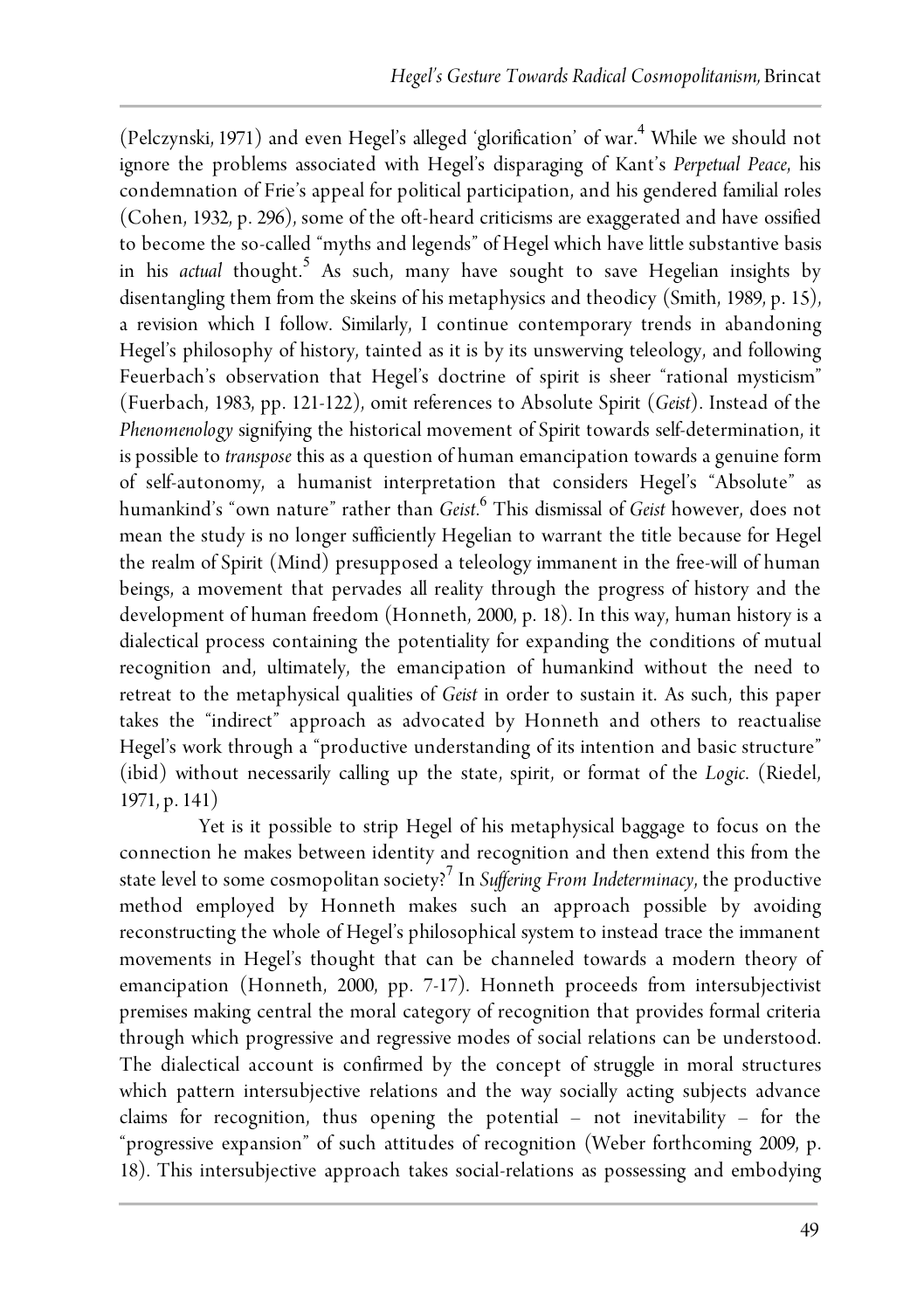(Pelczynski, 1971) and even Hegel's alleged 'glorification' of war.[4] While we should not ignore the problems associated with Hegel's disparaging of Kant's *Perpetual Peace*, his condemnation of Frie's appeal for political participation, and his gendered familial roles (Cohen, 1932, p. 296), some of the oft-heard criticisms are exaggerated and have ossified to become the so-called "myths and legends" of Hegel which have little substantive basis in his *actual* thought.[5] As such, many have sought to save Hegelian insights by disentangling them from the skeins of his metaphysics and theodicy (Smith, 1989, p. 15), a revision which I follow. Similarly, I continue contemporary trends in abandoning Hegel's philosophy of history, tainted as it is by its unswerving teleology, and following Feuerbach's observation that Hegel's doctrine of spirit is sheer "rational mysticism" (Fuerbach, 1983, pp. 121-122), omit references to Absolute Spirit (*Geist*). Instead of the *Phenomenology* signifying the historical movement of Spirit towards self-determination, it is possible to *transpose* this as a question of human emancipation towards a genuine form of self-autonomy, a humanist interpretation that considers Hegel's "Absolute" as humankind's "own nature" rather than *Geist*.[6] This dismissal of *Geist* however, does not mean the study is no longer sufficiently Hegelian to warrant the title because for Hegel the realm of Spirit (Mind) presupposed a teleology immanent in the free-will of human beings, a movement that pervades all reality through the progress of history and the development of human freedom (Honneth, 2000, p. 18). In this way, human history is a dialectical process containing the potentiality for expanding the conditions of mutual recognition and, ultimately, the emancipation of humankind without the need to retreat to the metaphysical qualities of *Geist* in order to sustain it. As such, this paper takes the "indirect" approach as advocated by Honneth and others to reactualise Hegel's work through a "productive understanding of its intention and basic structure" (ibid) without necessarily calling up the state, spirit, or format of the *Logic*. (Riedel, 1971, p. 141)

Yet is it possible to strip Hegel of his metaphysical baggage to focus on the connection he makes between identity and recognition and then extend this from the state level to some cosmopolitan society?[7] In *Suffering From Indeterminacy*, the productive method employed by Honneth makes such an approach possible by avoiding reconstructing the whole of Hegel's philosophical system to instead trace the immanent movements in Hegel's thought that can be channeled towards a modern theory of emancipation (Honneth, 2000, pp. 7-17). Honneth proceeds from intersubjectivist premises making central the moral category of recognition that provides formal criteria through which progressive and regressive modes of social relations can be understood. The dialectical account is confirmed by the concept of struggle in moral structures which pattern intersubjective relations and the way socially acting subjects advance claims for recognition, thus opening the potential – not inevitability – for the "progressive expansion" of such attitudes of recognition (Weber forthcoming 2009, p. 18). This intersubjective approach takes social-relations as possessing and embodying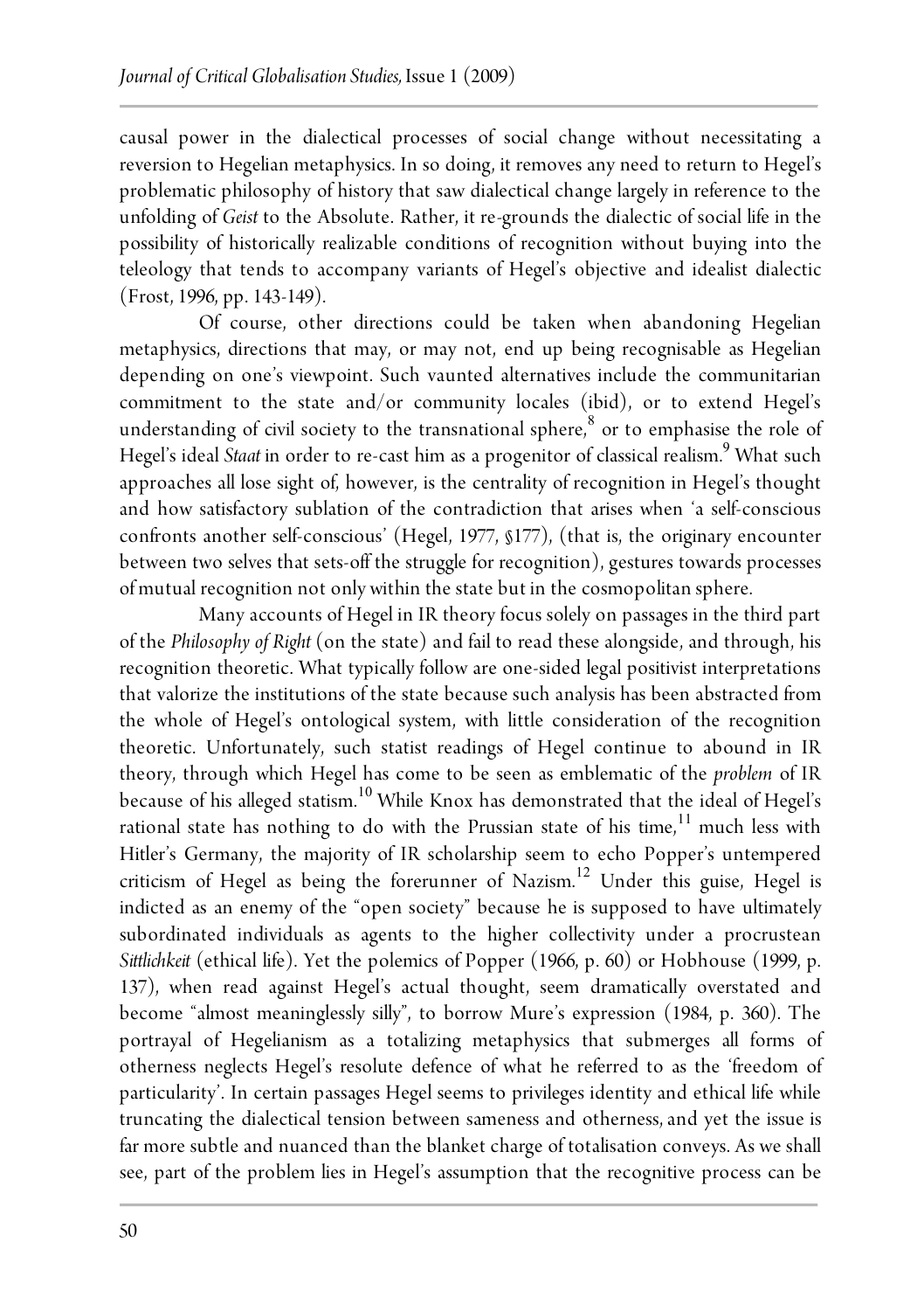causal power in the dialectical processes of social change without necessitating a reversion to Hegelian metaphysics. In so doing, it removes any need to return to Hegel's problematic philosophy of history that saw dialectical change largely in reference to the unfolding of *Geist* to the Absolute. Rather, it re-grounds the dialectic of social life in the possibility of historically realizable conditions of recognition without buying into the teleology that tends to accompany variants of Hegel's objective and idealist dialectic (Frost, 1996, pp. 143-149).

Of course, other directions could be taken when abandoning Hegelian metaphysics, directions that may, or may not, end up being recognisable as Hegelian depending on one's viewpoint. Such vaunted alternatives include the communitarian commitment to the state and/or community locales (ibid), or to extend Hegel's understanding of civil society to the transnational sphere,[8] or to emphasise the role of Hegel's ideal *Staat* in order to re-cast him as a progenitor of classical realism.[9] What such approaches all lose sight of, however, is the centrality of recognition in Hegel's thought and how satisfactory sublation of the contradiction that arises when 'a self-conscious confronts another self-conscious' (Hegel, 1977, §177), (that is, the originary encounter between two selves that sets-off the struggle for recognition), gestures towards processes of mutual recognition not only within the state but in the cosmopolitan sphere.

Many accounts of Hegel in IR theory focus solely on passages in the third part of the *Philosophy of Right* (on the state) and fail to read these alongside, and through, his recognition theoretic. What typically follow are one-sided legal positivist interpretations that valorize the institutions of the state because such analysis has been abstracted from the whole of Hegel's ontological system, with little consideration of the recognition theoretic. Unfortunately, such statist readings of Hegel continue to abound in IR theory, through which Hegel has come to be seen as emblematic of the *problem* of IR because of his alleged statism.[10] While Knox has demonstrated that the ideal of Hegel's rational state has nothing to do with the Prussian state of his time,[11] much less with Hitler's Germany, the majority of IR scholarship seem to echo Popper's untempered criticism of Hegel as being the forerunner of Nazism.[12] Under this guise, Hegel is indicted as an enemy of the "open society" because he is supposed to have ultimately subordinated individuals as agents to the higher collectivity under a procrustean *Sittlichkeit* (ethical life). Yet the polemics of Popper (1966, p. 60) or Hobhouse (1999, p. 137), when read against Hegel's actual thought, seem dramatically overstated and become "almost meaninglessly silly", to borrow Mure's expression (1984, p. 360). The portrayal of Hegelianism as a totalizing metaphysics that submerges all forms of otherness neglects Hegel's resolute defence of what he referred to as the 'freedom of particularity'. In certain passages Hegel seems to privileges identity and ethical life while truncating the dialectical tension between sameness and otherness, and yet the issue is far more subtle and nuanced than the blanket charge of totalisation conveys. As we shall see, part of the problem lies in Hegel's assumption that the recognitive process can be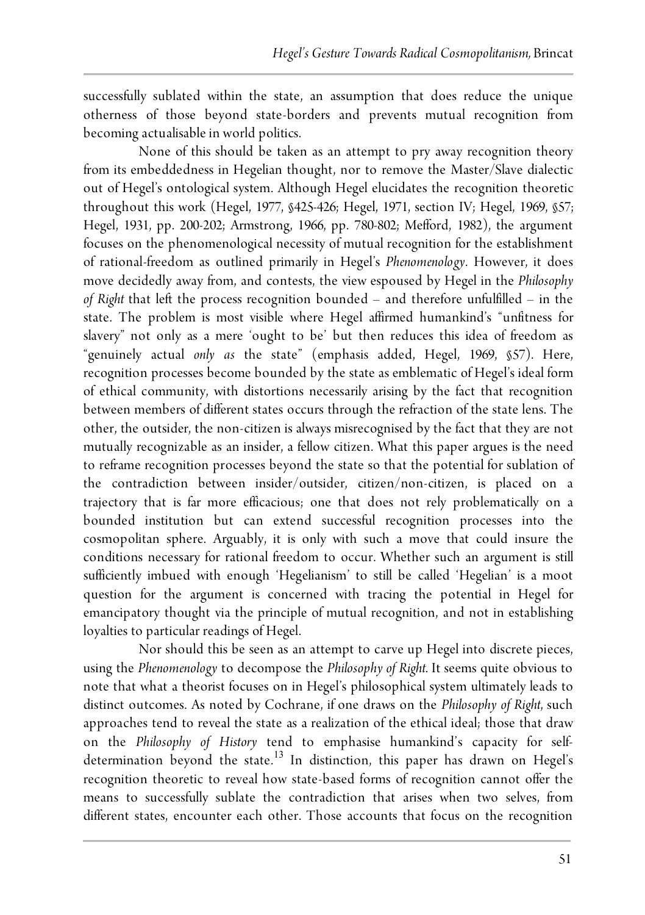successfully sublated within the state, an assumption that does reduce the unique otherness of those beyond state-borders and prevents mutual recognition from becoming actualisable in world politics.

None of this should be taken as an attempt to pry away recognition theory from its embeddedness in Hegelian thought, nor to remove the Master/Slave dialectic out of Hegel's ontological system. Although Hegel elucidates the recognition theoretic throughout this work (Hegel, 1977, §425-426; Hegel, 1971, section IV; Hegel, 1969, §57; Hegel, 1931, pp. 200-202; Armstrong, 1966, pp. 780-802; Mefford, 1982), the argument focuses on the phenomenological necessity of mutual recognition for the establishment of rational-freedom as outlined primarily in Hegel's *Phenomenology*. However, it does move decidedly away from, and contests, the view espoused by Hegel in the *Philosophy of Right* that left the process recognition bounded – and therefore unfulfilled – in the state. The problem is most visible where Hegel affirmed humankind's "unfitness for slavery" not only as a mere 'ought to be' but then reduces this idea of freedom as "genuinely actual *only as* the state" (emphasis added, Hegel, 1969, §57). Here, recognition processes become bounded by the state as emblematic of Hegel's ideal form of ethical community, with distortions necessarily arising by the fact that recognition between members of different states occurs through the refraction of the state lens. The other, the outsider, the non-citizen is always misrecognised by the fact that they are not mutually recognizable as an insider, a fellow citizen. What this paper argues is the need to reframe recognition processes beyond the state so that the potential for sublation of the contradiction between insider/outsider, citizen/non-citizen, is placed on a trajectory that is far more efficacious; one that does not rely problematically on a bounded institution but can extend successful recognition processes into the cosmopolitan sphere. Arguably, it is only with such a move that could insure the conditions necessary for rational freedom to occur. Whether such an argument is still sufficiently imbued with enough 'Hegelianism' to still be called 'Hegelian' is a moot question for the argument is concerned with tracing the potential in Hegel for emancipatory thought via the principle of mutual recognition, and not in establishing loyalties to particular readings of Hegel.

Nor should this be seen as an attempt to carve up Hegel into discrete pieces, using the *Phenomenology* to decompose the *Philosophy of Right*. It seems quite obvious to note that what a theorist focuses on in Hegel's philosophical system ultimately leads to distinct outcomes. As noted by Cochrane, if one draws on the *Philosophy of Right*, such approaches tend to reveal the state as a realization of the ethical ideal; those that draw on the *Philosophy of History* tend to emphasise humankind's capacity for self-determination beyond the state.[13] In distinction, this paper has drawn on Hegel's recognition theoretic to reveal how state-based forms of recognition cannot offer the means to successfully sublate the contradiction that arises when two selves, from different states, encounter each other. Those accounts that focus on the recognition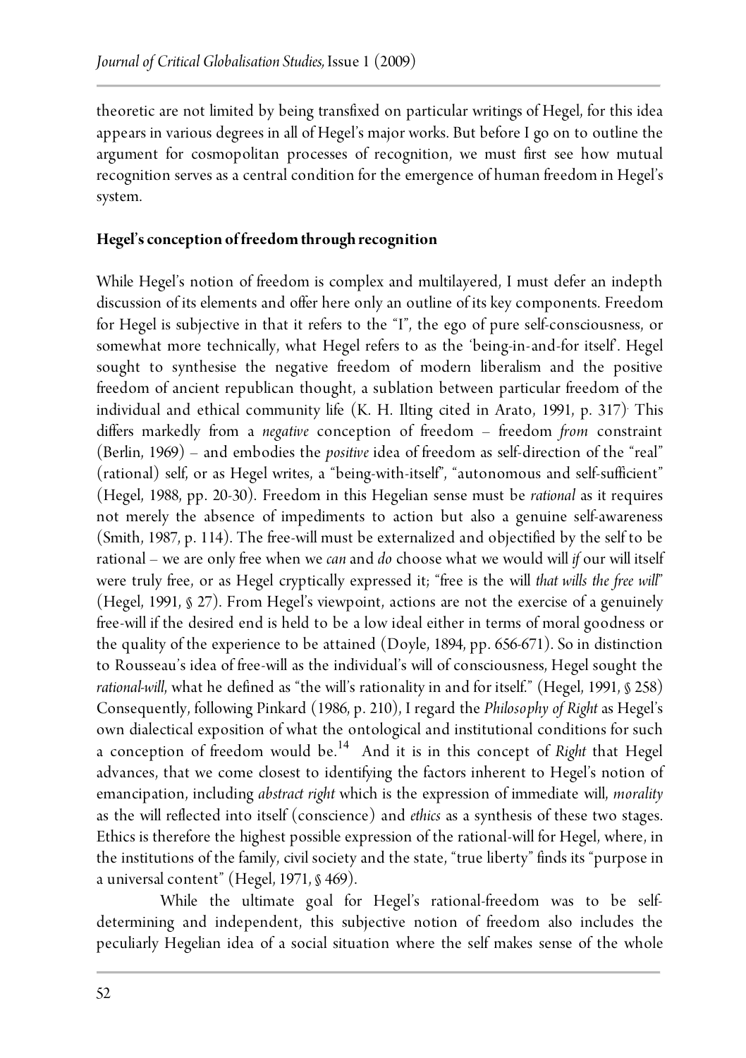theoretic are not limited by being transfixed on particular writings of Hegel, for this idea appears in various degrees in all of Hegel's major works. But before I go on to outline the argument for cosmopolitan processes of recognition, we must first see how mutual recognition serves as a central condition for the emergence of human freedom in Hegel's system.

**Hegel's conception of freedom through recognition**

While Hegel's notion of freedom is complex and multilayered, I must defer an indepth discussion of its elements and offer here only an outline of its key components. Freedom for Hegel is subjective in that it refers to the "I", the ego of pure self-consciousness, or somewhat more technically, what Hegel refers to as the 'being-in-and-for itself'. Hegel sought to synthesise the negative freedom of modern liberalism and the positive freedom of ancient republican thought, a sublation between particular freedom of the individual and ethical community life (K. H. Ilting cited in Arato, 1991, p. 317). This differs markedly from a *negative* conception of freedom – freedom *from* constraint (Berlin, 1969) – and embodies the *positive* idea of freedom as self-direction of the "real" (rational) self, or as Hegel writes, a "being-with-itself", "autonomous and self-sufficient" (Hegel, 1988, pp. 20-30). Freedom in this Hegelian sense must be *rational* as it requires not merely the absence of impediments to action but also a genuine self-awareness (Smith, 1987, p. 114). The free-will must be externalized and objectified by the self to be rational – we are only free when we *can* and *do* choose what we would will *if* our will itself were truly free, or as Hegel cryptically expressed it; "free is the will *that wills the free will*" (Hegel, 1991, § 27). From Hegel's viewpoint, actions are not the exercise of a genuinely free-will if the desired end is held to be a low ideal either in terms of moral goodness or the quality of the experience to be attained (Doyle, 1894, pp. 656-671). So in distinction to Rousseau's idea of free-will as the individual's will of consciousness, Hegel sought the *rational-will*, what he defined as "the will's rationality in and for itself." (Hegel, 1991, § 258) Consequently, following Pinkard (1986, p. 210), I regard the *Philosophy of Right* as Hegel's own dialectical exposition of what the ontological and institutional conditions for such a conception of freedom would be.[14] And it is in this concept of *Right* that Hegel advances, that we come closest to identifying the factors inherent to Hegel's notion of emancipation, including *abstract right* which is the expression of immediate will, *morality* as the will reflected into itself (conscience) and *ethics* as a synthesis of these two stages. Ethics is therefore the highest possible expression of the rational-will for Hegel, where, in the institutions of the family, civil society and the state, "true liberty" finds its "purpose in a universal content" (Hegel, 1971, § 469).

While the ultimate goal for Hegel's rational-freedom was to be self-determining and independent, this subjective notion of freedom also includes the peculiarly Hegelian idea of a social situation where the self makes sense of the whole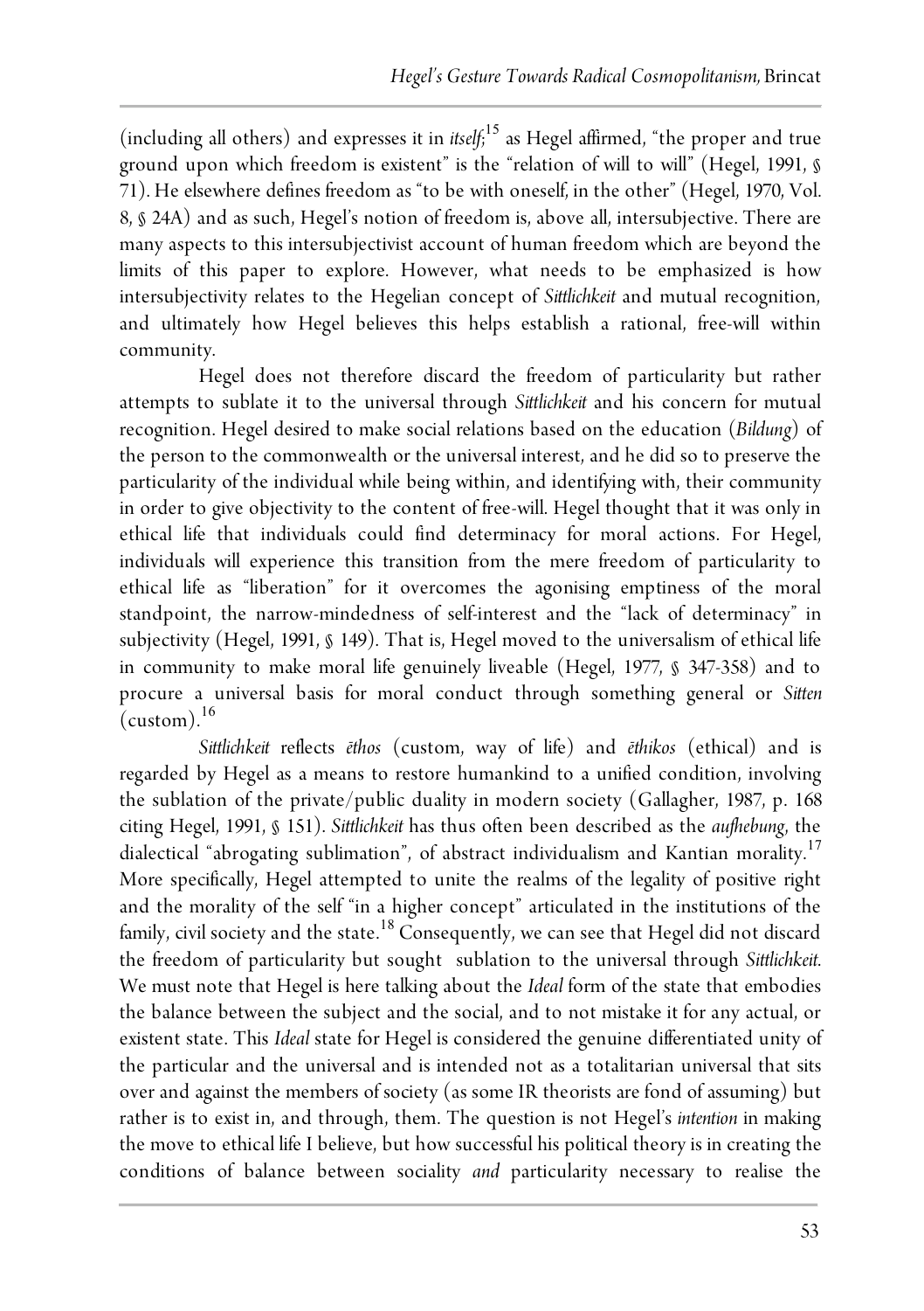(including all others) and expresses it in *itself*;[15] as Hegel affirmed, "the proper and true ground upon which freedom is existent" is the "relation of will to will" (Hegel, 1991, § 71). He elsewhere defines freedom as "to be with oneself, in the other" (Hegel, 1970, Vol. 8, § 24A) and as such, Hegel's notion of freedom is, above all, intersubjective. There are many aspects to this intersubjectivist account of human freedom which are beyond the limits of this paper to explore. However, what needs to be emphasized is how intersubjectivity relates to the Hegelian concept of *Sittlichkeit* and mutual recognition, and ultimately how Hegel believes this helps establish a rational, free-will within community.

Hegel does not therefore discard the freedom of particularity but rather attempts to sublate it to the universal through *Sittlichkeit* and his concern for mutual recognition. Hegel desired to make social relations based on the education (*Bildung*) of the person to the commonwealth or the universal interest, and he did so to preserve the particularity of the individual while being within, and identifying with, their community in order to give objectivity to the content of free-will. Hegel thought that it was only in ethical life that individuals could find determinacy for moral actions. For Hegel, individuals will experience this transition from the mere freedom of particularity to ethical life as "liberation" for it overcomes the agonising emptiness of the moral standpoint, the narrow-mindedness of self-interest and the "lack of determinacy" in subjectivity (Hegel, 1991, § 149). That is, Hegel moved to the universalism of ethical life in community to make moral life genuinely liveable (Hegel, 1977, § 347-358) and to procure a universal basis for moral conduct through something general or *Sitten* (custom).[16]

*Sittlichkeit* reflects *ēthos* (custom, way of life) and *ēthikos* (ethical) and is regarded by Hegel as a means to restore humankind to a unified condition, involving the sublation of the private/public duality in modern society (Gallagher, 1987, p. 168 citing Hegel, 1991, § 151). *Sittlichkeit* has thus often been described as the *aufhebung*, the dialectical "abrogating sublimation", of abstract individualism and Kantian morality.[17] More specifically, Hegel attempted to unite the realms of the legality of positive right and the morality of the self "in a higher concept" articulated in the institutions of the family, civil society and the state.[18] Consequently, we can see that Hegel did not discard the freedom of particularity but sought sublation to the universal through *Sittlichkeit*. We must note that Hegel is here talking about the *Ideal* form of the state that embodies the balance between the subject and the social, and to not mistake it for any actual, or existent state. This *Ideal* state for Hegel is considered the genuine differentiated unity of the particular and the universal and is intended not as a totalitarian universal that sits over and against the members of society (as some IR theorists are fond of assuming) but rather is to exist in, and through, them. The question is not Hegel's *intention* in making the move to ethical life I believe, but how successful his political theory is in creating the conditions of balance between sociality *and* particularity necessary to realise the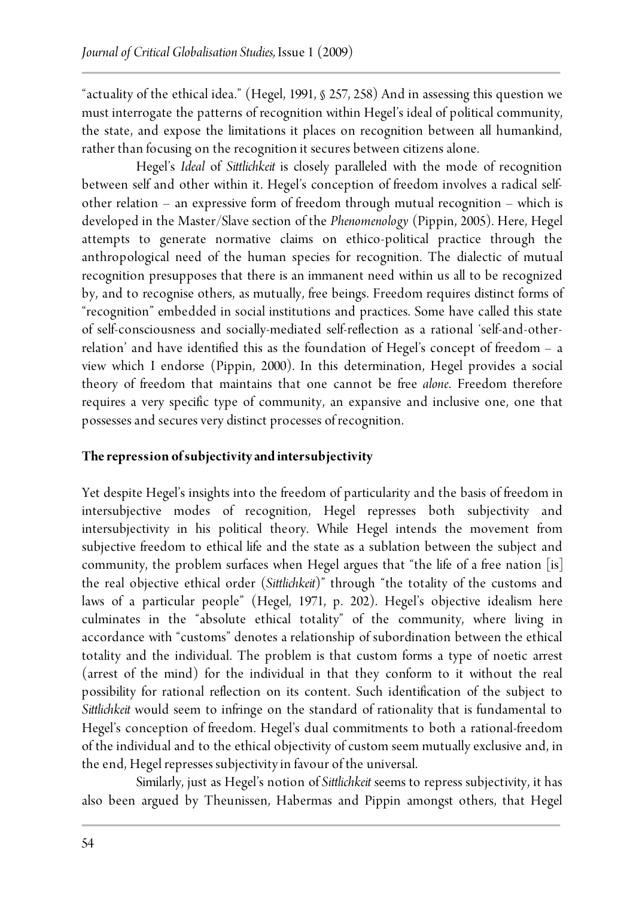"actuality of the ethical idea." (Hegel, 1991, § 257, 258) And in assessing this question we must interrogate the patterns of recognition within Hegel's ideal of political community, the state, and expose the limitations it places on recognition between all humankind, rather than focusing on the recognition it secures between citizens alone.

Hegel's *Ideal* of *Sittlichkeit* is closely paralleled with the mode of recognition between self and other within it. Hegel's conception of freedom involves a radical self-other relation – an expressive form of freedom through mutual recognition – which is developed in the Master/Slave section of the *Phenomenology* (Pippin, 2005). Here, Hegel attempts to generate normative claims on ethico-political practice through the anthropological need of the human species for recognition. The dialectic of mutual recognition presupposes that there is an immanent need within us all to be recognized by, and to recognise others, as mutually, free beings. Freedom requires distinct forms of "recognition" embedded in social institutions and practices. Some have called this state of self-consciousness and socially-mediated self-reflection as a rational 'self-and-other-relation' and have identified this as the foundation of Hegel's concept of freedom – a view which I endorse (Pippin, 2000). In this determination, Hegel provides a social theory of freedom that maintains that one cannot be free *alone*. Freedom therefore requires a very specific type of community, an expansive and inclusive one, one that possesses and secures very distinct processes of recognition.

**The repression of subjectivity and intersubjectivity**

Yet despite Hegel's insights into the freedom of particularity and the basis of freedom in intersubjective modes of recognition, Hegel represses both subjectivity and intersubjectivity in his political theory. While Hegel intends the movement from subjective freedom to ethical life and the state as a sublation between the subject and community, the problem surfaces when Hegel argues that "the life of a free nation [is] the real objective ethical order (*Sittlichkeit*)" through "the totality of the customs and laws of a particular people" (Hegel, 1971, p. 202). Hegel's objective idealism here culminates in the "absolute ethical totality" of the community, where living in accordance with "customs" denotes a relationship of subordination between the ethical totality and the individual. The problem is that custom forms a type of noetic arrest (arrest of the mind) for the individual in that they conform to it without the real possibility for rational reflection on its content. Such identification of the subject to *Sittlichkeit* would seem to infringe on the standard of rationality that is fundamental to Hegel's conception of freedom. Hegel's dual commitments to both a rational-freedom of the individual and to the ethical objectivity of custom seem mutually exclusive and, in the end, Hegel represses subjectivity in favour of the universal.

Similarly, just as Hegel's notion of *Sittlichkeit* seems to repress subjectivity, it has also been argued by Theunissen, Habermas and Pippin amongst others, that Hegel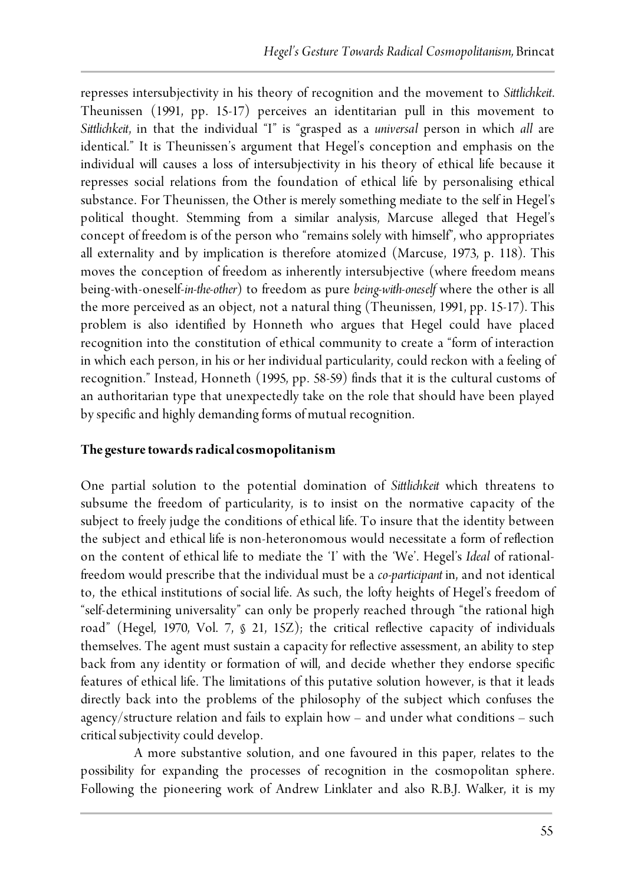represses intersubjectivity in his theory of recognition and the movement to *Sittlichkeit*. Theunissen (1991, pp. 15-17) perceives an identitarian pull in this movement to *Sittlichkeit*, in that the individual "I" is "grasped as a *universal* person in which *all* are identical." It is Theunissen's argument that Hegel's conception and emphasis on the individual will causes a loss of intersubjectivity in his theory of ethical life because it represses social relations from the foundation of ethical life by personalising ethical substance. For Theunissen, the Other is merely something mediate to the self in Hegel's political thought. Stemming from a similar analysis, Marcuse alleged that Hegel's concept of freedom is of the person who "remains solely with himself", who appropriates all externality and by implication is therefore atomized (Marcuse, 1973, p. 118). This moves the conception of freedom as inherently intersubjective (where freedom means being-with-oneself-*in-the-other*) to freedom as pure *being-with-oneself* where the other is all the more perceived as an object, not a natural thing (Theunissen, 1991, pp. 15-17). This problem is also identified by Honneth who argues that Hegel could have placed recognition into the constitution of ethical community to create a "form of interaction in which each person, in his or her individual particularity, could reckon with a feeling of recognition." Instead, Honneth (1995, pp. 58-59) finds that it is the cultural customs of an authoritarian type that unexpectedly take on the role that should have been played by specific and highly demanding forms of mutual recognition.

## The gesture towards radical cosmopolitanism

One partial solution to the potential domination of *Sittlichkeit* which threatens to subsume the freedom of particularity, is to insist on the normative capacity of the subject to freely judge the conditions of ethical life. To insure that the identity between the subject and ethical life is non-heteronomous would necessitate a form of reflection on the content of ethical life to mediate the 'I' with the 'We'. Hegel's *Ideal* of rational-freedom would prescribe that the individual must be a *co-participant* in, and not identical to, the ethical institutions of social life. As such, the lofty heights of Hegel's freedom of "self-determining universality" can only be properly reached through "the rational high road" (Hegel, 1970, Vol. 7, § 21, 15Z); the critical reflective capacity of individuals themselves. The agent must sustain a capacity for reflective assessment, an ability to step back from any identity or formation of will, and decide whether they endorse specific features of ethical life. The limitations of this putative solution however, is that it leads directly back into the problems of the philosophy of the subject which confuses the agency/structure relation and fails to explain how – and under what conditions – such critical subjectivity could develop.

A more substantive solution, and one favoured in this paper, relates to the possibility for expanding the processes of recognition in the cosmopolitan sphere. Following the pioneering work of Andrew Linklater and also R.B.J. Walker, it is my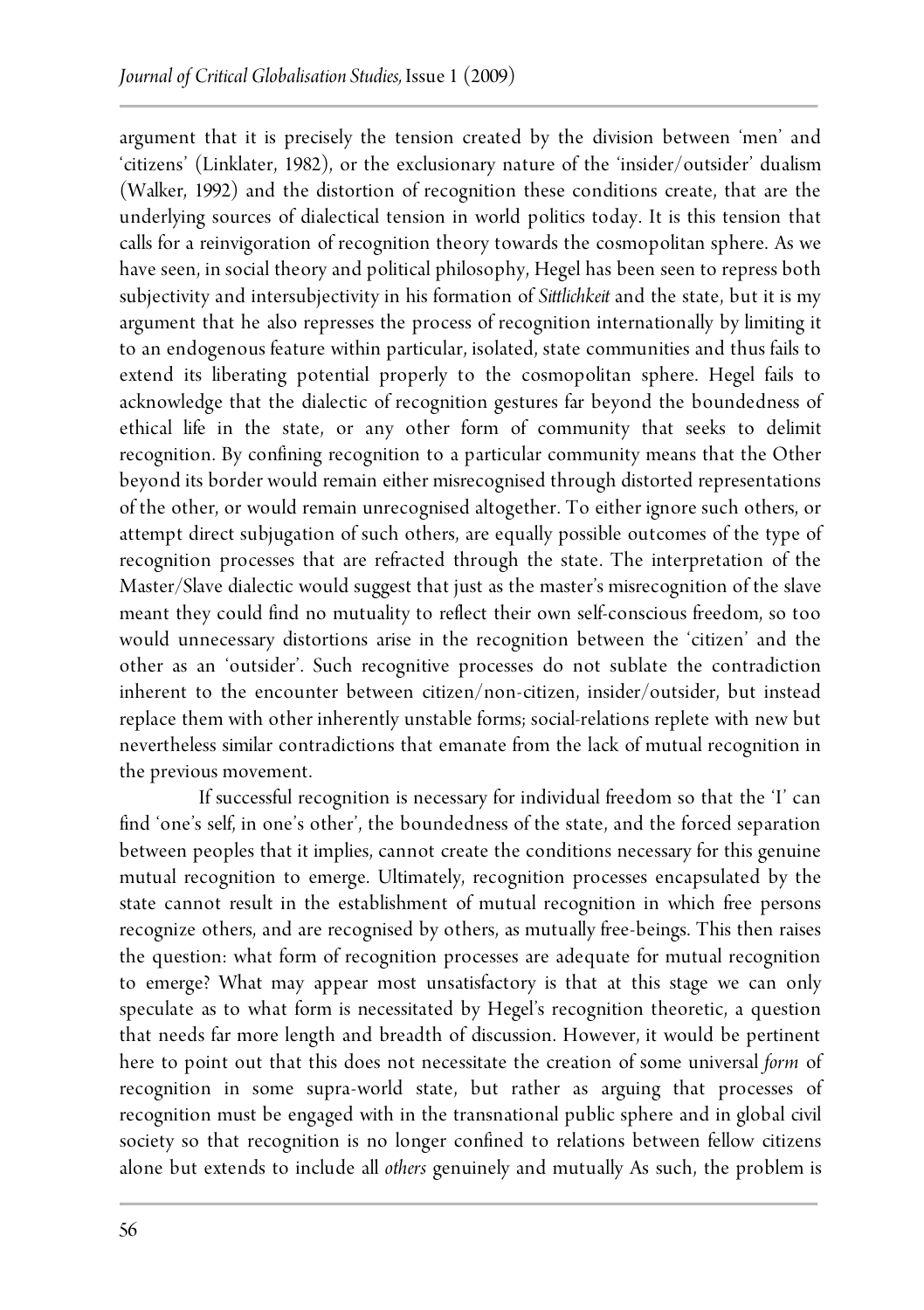argument that it is precisely the tension created by the division between 'men' and 'citizens' (Linklater, 1982), or the exclusionary nature of the 'insider/outsider' dualism (Walker, 1992) and the distortion of recognition these conditions create, that are the underlying sources of dialectical tension in world politics today. It is this tension that calls for a reinvigoration of recognition theory towards the cosmopolitan sphere. As we have seen, in social theory and political philosophy, Hegel has been seen to repress both subjectivity and intersubjectivity in his formation of *Sittlichkeit* and the state, but it is my argument that he also represses the process of recognition internationally by limiting it to an endogenous feature within particular, isolated, state communities and thus fails to extend its liberating potential properly to the cosmopolitan sphere. Hegel fails to acknowledge that the dialectic of recognition gestures far beyond the boundedness of ethical life in the state, or any other form of community that seeks to delimit recognition. By confining recognition to a particular community means that the Other beyond its border would remain either misrecognised through distorted representations of the other, or would remain unrecognised altogether. To either ignore such others, or attempt direct subjugation of such others, are equally possible outcomes of the type of recognition processes that are refracted through the state. The interpretation of the Master/Slave dialectic would suggest that just as the master's misrecognition of the slave meant they could find no mutuality to reflect their own self-conscious freedom, so too would unnecessary distortions arise in the recognition between the 'citizen' and the other as an 'outsider'. Such recognitive processes do not sublate the contradiction inherent to the encounter between citizen/non-citizen, insider/outsider, but instead replace them with other inherently unstable forms; social-relations replete with new but nevertheless similar contradictions that emanate from the lack of mutual recognition in the previous movement.

If successful recognition is necessary for individual freedom so that the 'I' can find 'one's self, in one's other', the boundedness of the state, and the forced separation between peoples that it implies, cannot create the conditions necessary for this genuine mutual recognition to emerge. Ultimately, recognition processes encapsulated by the state cannot result in the establishment of mutual recognition in which free persons recognize others, and are recognised by others, as mutually free-beings. This then raises the question: what form of recognition processes are adequate for mutual recognition to emerge? What may appear most unsatisfactory is that at this stage we can only speculate as to what form is necessitated by Hegel's recognition theoretic, a question that needs far more length and breadth of discussion. However, it would be pertinent here to point out that this does not necessitate the creation of some universal *form* of recognition in some supra-world state, but rather as arguing that processes of recognition must be engaged with in the transnational public sphere and in global civil society so that recognition is no longer confined to relations between fellow citizens alone but extends to include all *others* genuinely and mutually As such, the problem is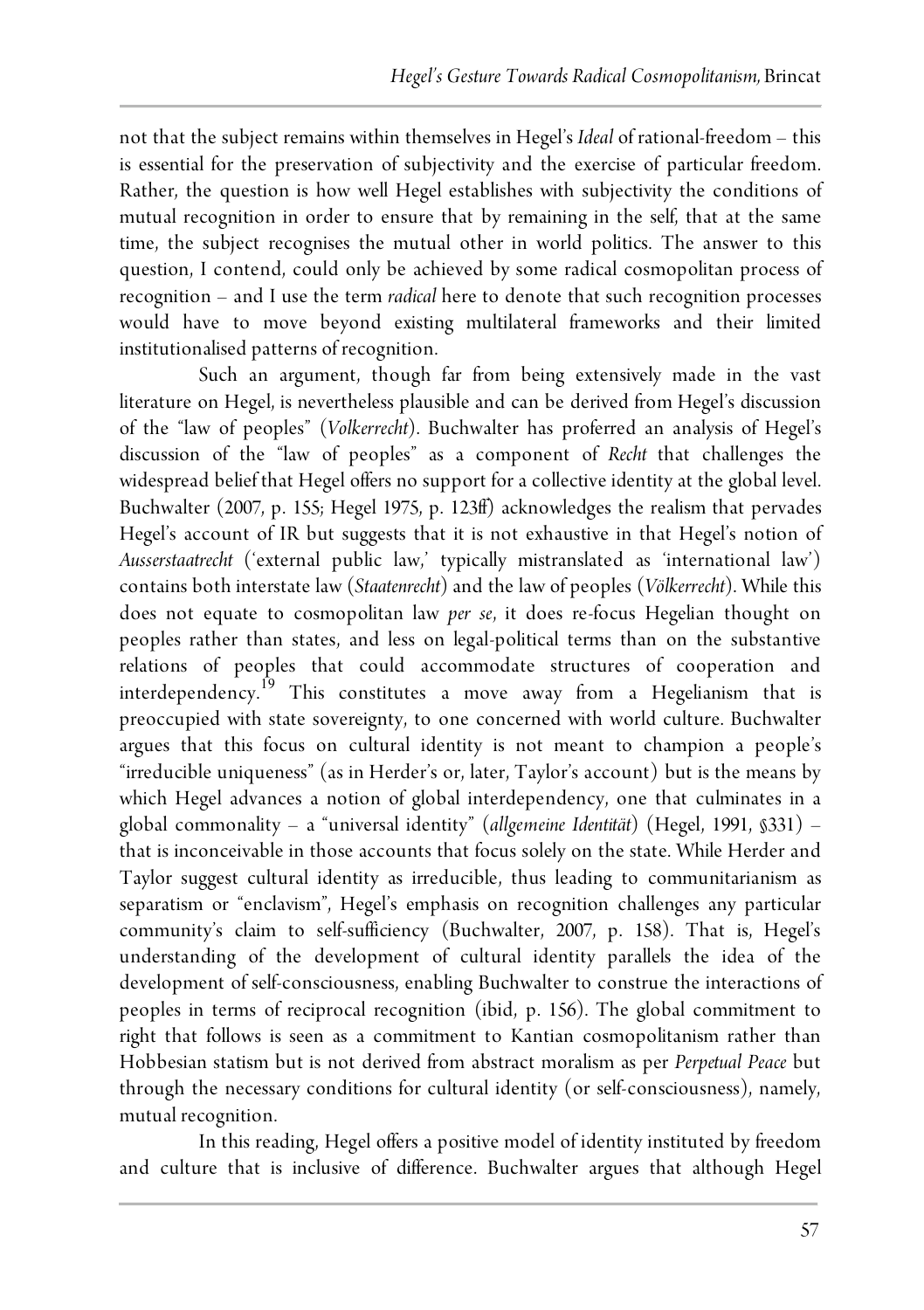not that the subject remains within themselves in Hegel's *Ideal* of rational-freedom – this is essential for the preservation of subjectivity and the exercise of particular freedom. Rather, the question is how well Hegel establishes with subjectivity the conditions of mutual recognition in order to ensure that by remaining in the self, that at the same time, the subject recognises the mutual other in world politics. The answer to this question, I contend, could only be achieved by some radical cosmopolitan process of recognition – and I use the term *radical* here to denote that such recognition processes would have to move beyond existing multilateral frameworks and their limited institutionalised patterns of recognition.

Such an argument, though far from being extensively made in the vast literature on Hegel, is nevertheless plausible and can be derived from Hegel's discussion of the "law of peoples" (*Volkerrecht*). Buchwalter has proferred an analysis of Hegel's discussion of the "law of peoples" as a component of *Recht* that challenges the widespread belief that Hegel offers no support for a collective identity at the global level. Buchwalter (2007, p. 155; Hegel 1975, p. 123ff) acknowledges the realism that pervades Hegel's account of IR but suggests that it is not exhaustive in that Hegel's notion of *Ausserstaatrecht* ('external public law,' typically mistranslated as 'international law') contains both interstate law (*Staatenrecht*) and the law of peoples (*Völkerrecht*). While this does not equate to cosmopolitan law *per se*, it does re-focus Hegelian thought on peoples rather than states, and less on legal-political terms than on the substantive relations of peoples that could accommodate structures of cooperation and interdependency.[19] This constitutes a move away from a Hegelianism that is preoccupied with state sovereignty, to one concerned with world culture. Buchwalter argues that this focus on cultural identity is not meant to champion a people's "irreducible uniqueness" (as in Herder's or, later, Taylor's account) but is the means by which Hegel advances a notion of global interdependency, one that culminates in a global commonality – a "universal identity" (*allgemeine Identität*) (Hegel, 1991, §331) – that is inconceivable in those accounts that focus solely on the state. While Herder and Taylor suggest cultural identity as irreducible, thus leading to communitarianism as separatism or "enclavism", Hegel's emphasis on recognition challenges any particular community's claim to self-sufficiency (Buchwalter, 2007, p. 158). That is, Hegel's understanding of the development of cultural identity parallels the idea of the development of self-consciousness, enabling Buchwalter to construe the interactions of peoples in terms of reciprocal recognition (ibid, p. 156). The global commitment to right that follows is seen as a commitment to Kantian cosmopolitanism rather than Hobbesian statism but is not derived from abstract moralism as per *Perpetual Peace* but through the necessary conditions for cultural identity (or self-consciousness), namely, mutual recognition.

In this reading, Hegel offers a positive model of identity instituted by freedom and culture that is inclusive of difference. Buchwalter argues that although Hegel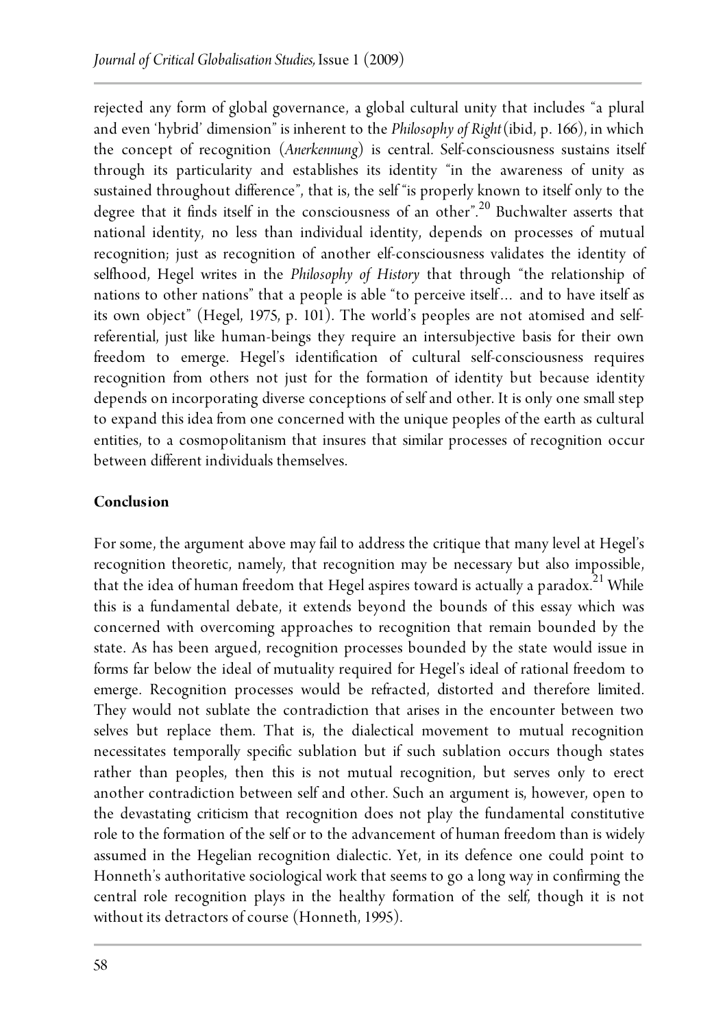rejected any form of global governance, a global cultural unity that includes "a plural and even 'hybrid' dimension" is inherent to the *Philosophy of Right* (ibid, p. 166), in which the concept of recognition (*Anerkennung*) is central. Self-consciousness sustains itself through its particularity and establishes its identity "in the awareness of unity as sustained throughout difference", that is, the self "is properly known to itself only to the degree that it finds itself in the consciousness of an other".[20] Buchwalter asserts that national identity, no less than individual identity, depends on processes of mutual recognition; just as recognition of another elf-consciousness validates the identity of selfhood, Hegel writes in the *Philosophy of History* that through "the relationship of nations to other nations" that a people is able "to perceive itself… and to have itself as its own object" (Hegel, 1975, p. 101). The world's peoples are not atomised and self-referential, just like human-beings they require an intersubjective basis for their own freedom to emerge. Hegel's identification of cultural self-consciousness requires recognition from others not just for the formation of identity but because identity depends on incorporating diverse conceptions of self and other. It is only one small step to expand this idea from one concerned with the unique peoples of the earth as cultural entities, to a cosmopolitanism that insures that similar processes of recognition occur between different individuals themselves.

## Conclusion

For some, the argument above may fail to address the critique that many level at Hegel's recognition theoretic, namely, that recognition may be necessary but also impossible, that the idea of human freedom that Hegel aspires toward is actually a paradox.[21] While this is a fundamental debate, it extends beyond the bounds of this essay which was concerned with overcoming approaches to recognition that remain bounded by the state. As has been argued, recognition processes bounded by the state would issue in forms far below the ideal of mutuality required for Hegel's ideal of rational freedom to emerge. Recognition processes would be refracted, distorted and therefore limited. They would not sublate the contradiction that arises in the encounter between two selves but replace them. That is, the dialectical movement to mutual recognition necessitates temporally specific sublation but if such sublation occurs though states rather than peoples, then this is not mutual recognition, but serves only to erect another contradiction between self and other. Such an argument is, however, open to the devastating criticism that recognition does not play the fundamental constitutive role to the formation of the self or to the advancement of human freedom than is widely assumed in the Hegelian recognition dialectic. Yet, in its defence one could point to Honneth's authoritative sociological work that seems to go a long way in confirming the central role recognition plays in the healthy formation of the self, though it is not without its detractors of course (Honneth, 1995).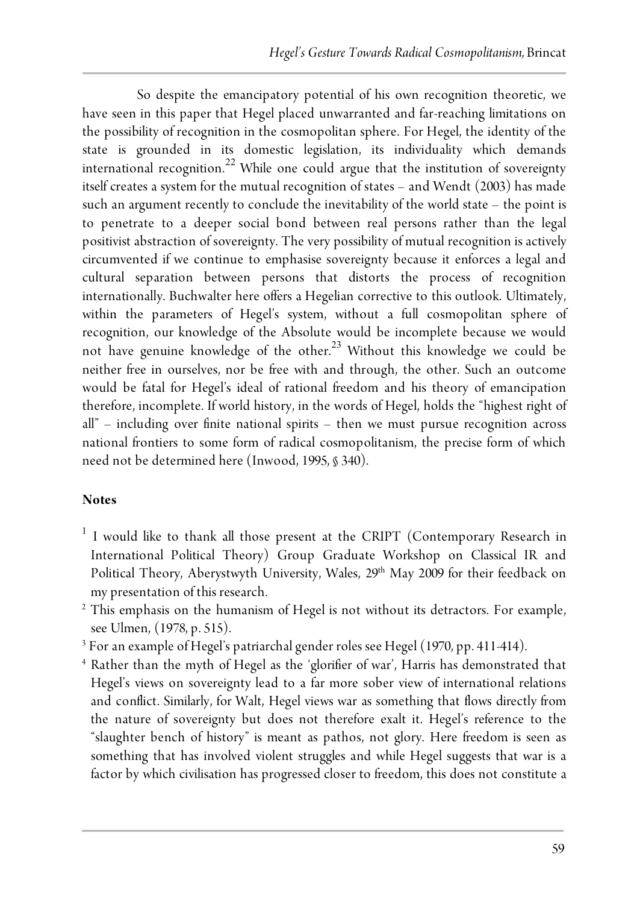So despite the emancipatory potential of his own recognition theoretic, we have seen in this paper that Hegel placed unwarranted and far-reaching limitations on the possibility of recognition in the cosmopolitan sphere. For Hegel, the identity of the state is grounded in its domestic legislation, its individuality which demands international recognition.[22] While one could argue that the institution of sovereignty itself creates a system for the mutual recognition of states – and Wendt (2003) has made such an argument recently to conclude the inevitability of the world state – the point is to penetrate to a deeper social bond between real persons rather than the legal positivist abstraction of sovereignty. The very possibility of mutual recognition is actively circumvented if we continue to emphasise sovereignty because it enforces a legal and cultural separation between persons that distorts the process of recognition internationally. Buchwalter here offers a Hegelian corrective to this outlook. Ultimately, within the parameters of Hegel's system, without a full cosmopolitan sphere of recognition, our knowledge of the Absolute would be incomplete because we would not have genuine knowledge of the other.[23] Without this knowledge we could be neither free in ourselves, nor be free with and through, the other. Such an outcome would be fatal for Hegel's ideal of rational freedom and his theory of emancipation therefore, incomplete. If world history, in the words of Hegel, holds the "highest right of all" – including over finite national spirits – then we must pursue recognition across national frontiers to some form of radical cosmopolitanism, the precise form of which need not be determined here (Inwood, 1995, § 340).

**Notes**

[1] I would like to thank all those present at the CRIPT (Contemporary Research in International Political Theory) Group Graduate Workshop on Classical IR and Political Theory, Aberystwyth University, Wales, 29th May 2009 for their feedback on my presentation of this research.

[2] This emphasis on the humanism of Hegel is not without its detractors. For example, see Ulmen, (1978, p. 515).

[3] For an example of Hegel's patriarchal gender roles see Hegel (1970, pp. 411-414).

[4] Rather than the myth of Hegel as the 'glorifier of war', Harris has demonstrated that Hegel's views on sovereignty lead to a far more sober view of international relations and conflict. Similarly, for Walt, Hegel views war as something that flows directly from the nature of sovereignty but does not therefore exalt it. Hegel's reference to the "slaughter bench of history" is meant as pathos, not glory. Here freedom is seen as something that has involved violent struggles and while Hegel suggests that war is a factor by which civilisation has progressed closer to freedom, this does not constitute a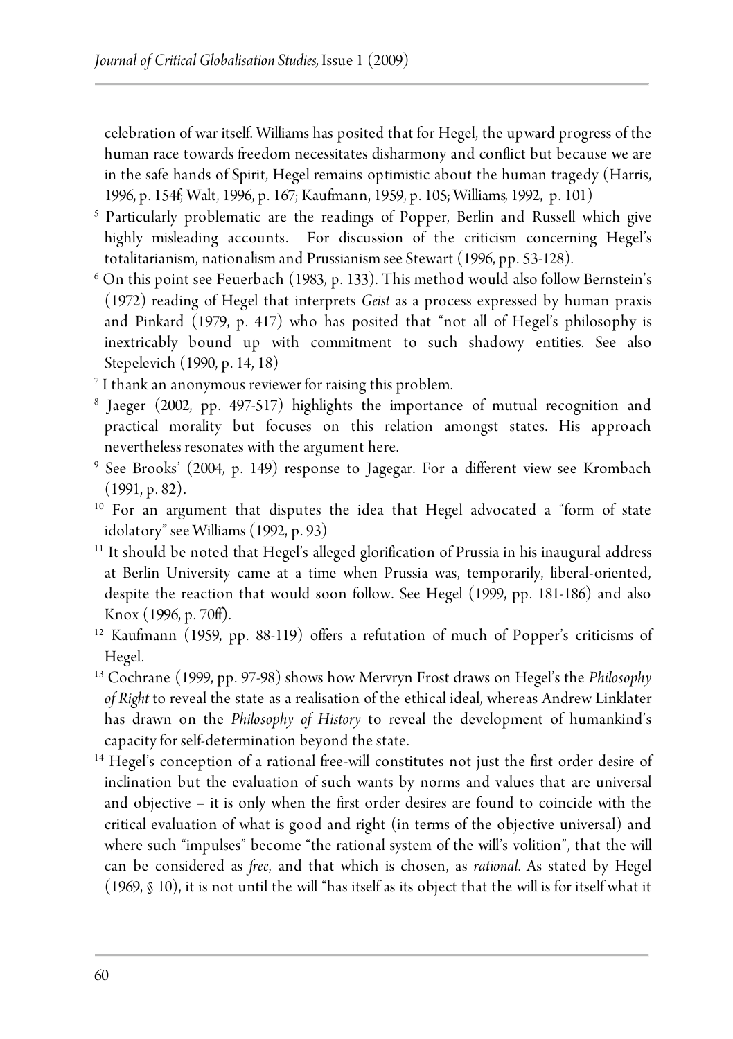celebration of war itself. Williams has posited that for Hegel, the upward progress of the human race towards freedom necessitates disharmony and conflict but because we are in the safe hands of Spirit, Hegel remains optimistic about the human tragedy (Harris, 1996, p. 154f; Walt, 1996, p. 167; Kaufmann, 1959, p. 105; Williams, 1992, p. 101)

[5] Particularly problematic are the readings of Popper, Berlin and Russell which give highly misleading accounts. For discussion of the criticism concerning Hegel's totalitarianism, nationalism and Prussianism see Stewart (1996, pp. 53-128).

[6] On this point see Feuerbach (1983, p. 133). This method would also follow Bernstein's (1972) reading of Hegel that interprets *Geist* as a process expressed by human praxis and Pinkard (1979, p. 417) who has posited that "not all of Hegel's philosophy is inextricably bound up with commitment to such shadowy entities. See also Stepelevich (1990, p. 14, 18)

[7] I thank an anonymous reviewer for raising this problem.

[8] Jaeger (2002, pp. 497-517) highlights the importance of mutual recognition and practical morality but focuses on this relation amongst states. His approach nevertheless resonates with the argument here.

[9] See Brooks' (2004, p. 149) response to Jagegar. For a different view see Krombach (1991, p. 82).

[10] For an argument that disputes the idea that Hegel advocated a "form of state idolatory" see Williams (1992, p. 93)

[11] It should be noted that Hegel's alleged glorification of Prussia in his inaugural address at Berlin University came at a time when Prussia was, temporarily, liberal-oriented, despite the reaction that would soon follow. See Hegel (1999, pp. 181-186) and also Knox (1996, p. 70ff).

[12] Kaufmann (1959, pp. 88-119) offers a refutation of much of Popper's criticisms of Hegel.

[13] Cochrane (1999, pp. 97-98) shows how Mervryn Frost draws on Hegel's the *Philosophy of Right* to reveal the state as a realisation of the ethical ideal, whereas Andrew Linklater has drawn on the *Philosophy of History* to reveal the development of humankind's capacity for self-determination beyond the state.

[14] Hegel's conception of a rational free-will constitutes not just the first order desire of inclination but the evaluation of such wants by norms and values that are universal and objective – it is only when the first order desires are found to coincide with the critical evaluation of what is good and right (in terms of the objective universal) and where such "impulses" become "the rational system of the will's volition", that the will can be considered as *free*, and that which is chosen, as *rational*. As stated by Hegel (1969, § 10), it is not until the will "has itself as its object that the will is for itself what it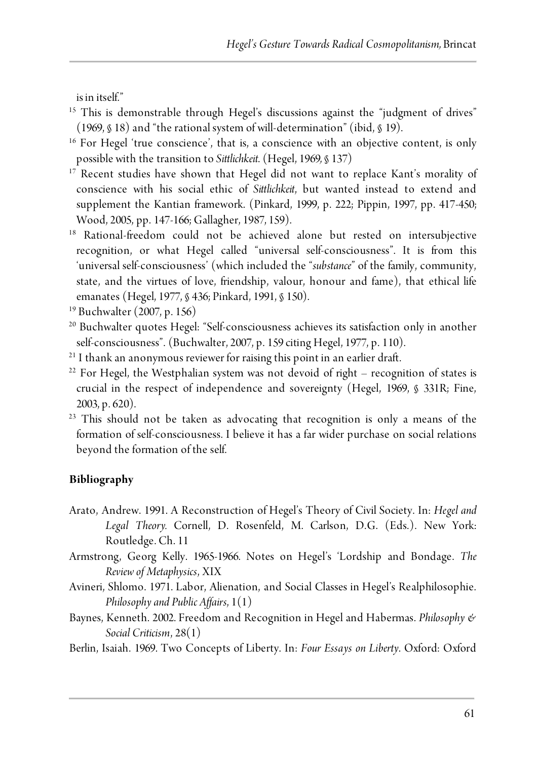is in itself."

[15] This is demonstrable through Hegel's discussions against the "judgment of drives" (1969, § 18) and "the rational system of will-determination" (ibid, § 19).

[16] For Hegel 'true conscience', that is, a conscience with an objective content, is only possible with the transition to *Sittlichkeit*. (Hegel, 1969, § 137)

[17] Recent studies have shown that Hegel did not want to replace Kant's morality of conscience with his social ethic of *Sittlichkeit*, but wanted instead to extend and supplement the Kantian framework. (Pinkard, 1999, p. 222; Pippin, 1997, pp. 417-450; Wood, 2005, pp. 147-166; Gallagher, 1987, 159).

[18] Rational-freedom could not be achieved alone but rested on intersubjective recognition, or what Hegel called "universal self-consciousness". It is from this 'universal self-consciousness' (which included the "*substance*" of the family, community, state, and the virtues of love, friendship, valour, honour and fame), that ethical life emanates (Hegel, 1977, § 436; Pinkard, 1991, § 150).

[19] Buchwalter (2007, p. 156)

[20] Buchwalter quotes Hegel: "Self-consciousness achieves its satisfaction only in another self-consciousness". (Buchwalter, 2007, p. 159 citing Hegel, 1977, p. 110).

[21] I thank an anonymous reviewer for raising this point in an earlier draft.

[22] For Hegel, the Westphalian system was not devoid of right – recognition of states is crucial in the respect of independence and sovereignty (Hegel, 1969, § 331R; Fine, 2003, p. 620).

[23] This should not be taken as advocating that recognition is only a means of the formation of self-consciousness. I believe it has a far wider purchase on social relations beyond the formation of the self.

## Bibliography

Arato, Andrew. 1991. A Reconstruction of Hegel's Theory of Civil Society. In: *Hegel and Legal Theory.* Cornell, D. Rosenfeld, M. Carlson, D.G. (Eds.). New York: Routledge. Ch. 11

Armstrong, Georg Kelly. 1965-1966. Notes on Hegel's 'Lordship and Bondage. *The Review of Metaphysics*, XIX

Avineri, Shlomo. 1971. Labor, Alienation, and Social Classes in Hegel's Realphilosophie. *Philosophy and Public Affairs*, 1(1)

Baynes, Kenneth. 2002. Freedom and Recognition in Hegel and Habermas. *Philosophy & Social Criticism*, 28(1)

Berlin, Isaiah. 1969. Two Concepts of Liberty. In: *Four Essays on Liberty*. Oxford: Oxford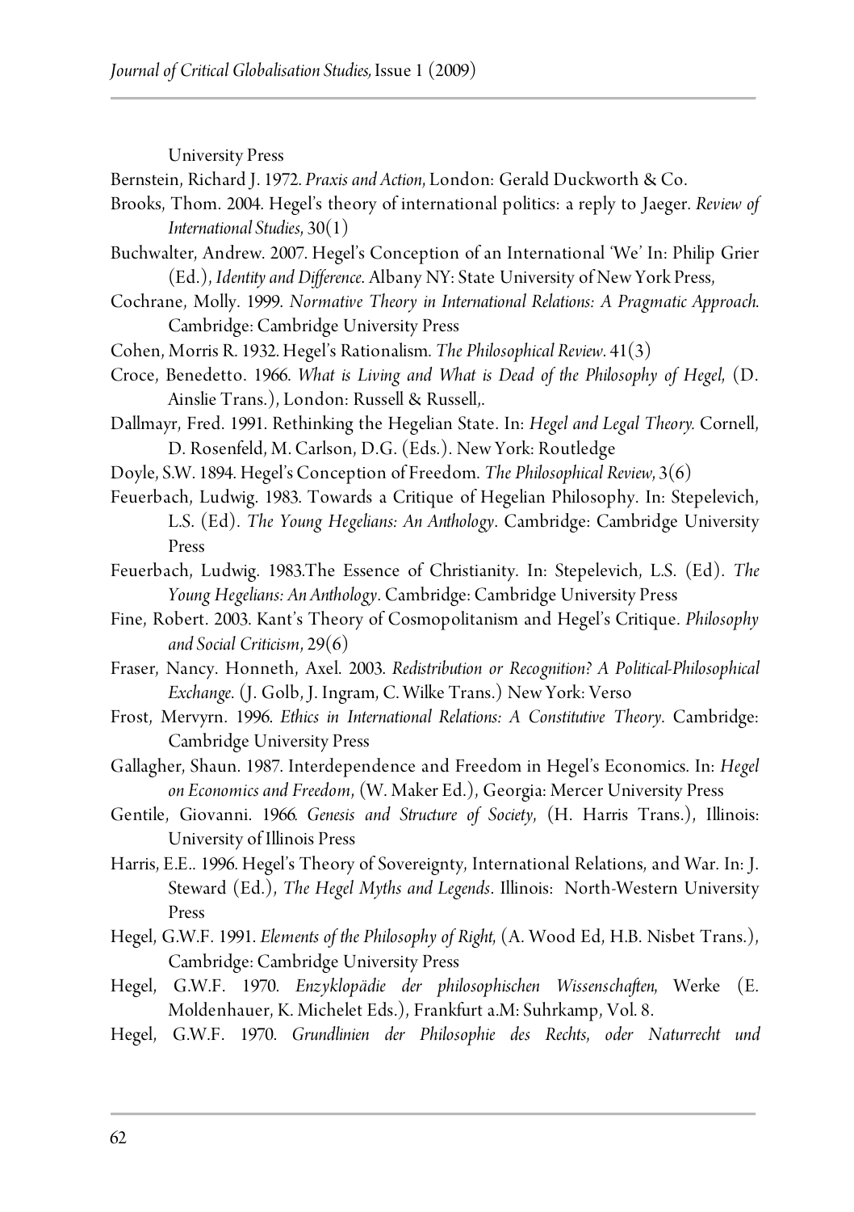University Press

Bernstein, Richard J. 1972. *Praxis and Action*, London: Gerald Duckworth & Co.

Brooks, Thom. 2004. Hegel's theory of international politics: a reply to Jaeger. *Review of International Studies*, 30(1)

Buchwalter, Andrew. 2007. Hegel's Conception of an International 'We' In: Philip Grier (Ed.), *Identity and Difference*. Albany NY: State University of New York Press,

Cochrane, Molly. 1999. *Normative Theory in International Relations: A Pragmatic Approach*. Cambridge: Cambridge University Press

Cohen, Morris R. 1932. Hegel's Rationalism. *The Philosophical Review*. 41(3)

Croce, Benedetto. 1966. *What is Living and What is Dead of the Philosophy of Hegel*, (D. Ainslie Trans.), London: Russell & Russell,.

Dallmayr, Fred. 1991. Rethinking the Hegelian State. In: *Hegel and Legal Theory*. Cornell, D. Rosenfeld, M. Carlson, D.G. (Eds.). New York: Routledge

Doyle, S.W. 1894. Hegel's Conception of Freedom. *The Philosophical Review*, 3(6)

Feuerbach, Ludwig. 1983. Towards a Critique of Hegelian Philosophy. In: Stepelevich, L.S. (Ed). *The Young Hegelians: An Anthology*. Cambridge: Cambridge University Press

Feuerbach, Ludwig. 1983.The Essence of Christianity. In: Stepelevich, L.S. (Ed). *The Young Hegelians: An Anthology*. Cambridge: Cambridge University Press

Fine, Robert. 2003. Kant's Theory of Cosmopolitanism and Hegel's Critique. *Philosophy and Social Criticism*, 29(6)

Fraser, Nancy. Honneth, Axel. 2003. *Redistribution or Recognition? A Political-Philosophical Exchange*. (J. Golb, J. Ingram, C. Wilke Trans.) New York: Verso

Frost, Mervyrn. 1996. *Ethics in International Relations: A Constitutive Theory*. Cambridge: Cambridge University Press

Gallagher, Shaun. 1987. Interdependence and Freedom in Hegel's Economics. In: *Hegel on Economics and Freedom*, (W. Maker Ed.), Georgia: Mercer University Press

Gentile, Giovanni. 1966. *Genesis and Structure of Society*, (H. Harris Trans.), Illinois: University of Illinois Press

Harris, E.E.. 1996. Hegel's Theory of Sovereignty, International Relations, and War. In: J. Steward (Ed.), *The Hegel Myths and Legends*. Illinois: North-Western University Press

Hegel, G.W.F. 1991. *Elements of the Philosophy of Right*, (A. Wood Ed, H.B. Nisbet Trans.), Cambridge: Cambridge University Press

Hegel, G.W.F. 1970. *Enzyklopädie der philosophischen Wissenschaften*, Werke (E. Moldenhauer, K. Michelet Eds.), Frankfurt a.M: Suhrkamp, Vol. 8.

Hegel, G.W.F. 1970. *Grundlinien der Philosophie des Rechts, oder Naturrecht und*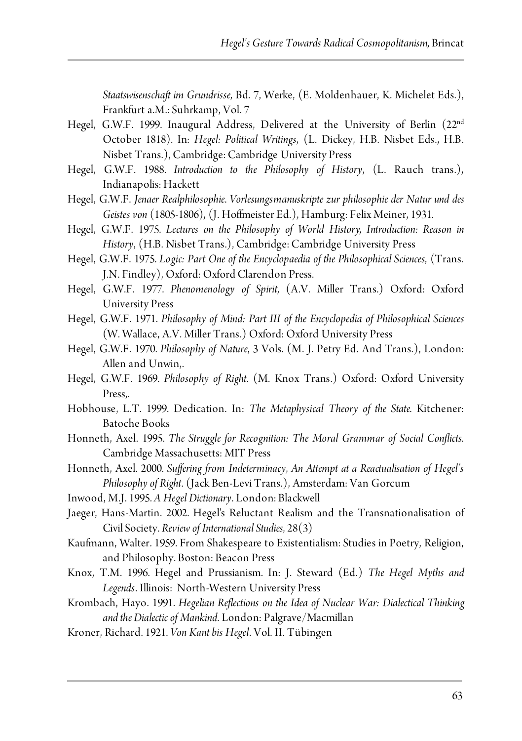*Staatswisenschaft im Grundrisse*, Bd. 7, Werke, (E. Moldenhauer, K. Michelet Eds.), Frankfurt a.M.: Suhrkamp, Vol. 7

Hegel, G.W.F. 1999. Inaugural Address, Delivered at the University of Berlin (22nd October 1818). In: *Hegel: Political Writings*, (L. Dickey, H.B. Nisbet Eds., H.B. Nisbet Trans.), Cambridge: Cambridge University Press

Hegel, G.W.F. 1988. *Introduction to the Philosophy of History*, (L. Rauch trans.), Indianapolis: Hackett

Hegel, G.W.F. *Jenaer Realphilosophie. Vorlesungsmanuskripte zur philosophie der Natur und des Geistes von* (1805-1806), (J. Hoffmeister Ed.), Hamburg: Felix Meiner, 1931.

Hegel, G.W.F. 1975. *Lectures on the Philosophy of World History, Introduction: Reason in History*, (H.B. Nisbet Trans.), Cambridge: Cambridge University Press

Hegel, G.W.F. 1975. *Logic: Part One of the Encyclopaedia of the Philosophical Sciences,* (Trans. J.N. Findley), Oxford: Oxford Clarendon Press.

Hegel, G.W.F. 1977. *Phenomenology of Spirit*, (A.V. Miller Trans.) Oxford: Oxford University Press

Hegel, G.W.F. 1971. *Philosophy of Mind: Part III of the Encyclopedia of Philosophical Sciences* (W. Wallace, A.V. Miller Trans.) Oxford: Oxford University Press

Hegel, G.W.F. 1970. *Philosophy of Nature*, 3 Vols. (M. J. Petry Ed. And Trans.), London: Allen and Unwin,.

Hegel, G.W.F. 1969. *Philosophy of Right*. (M. Knox Trans.) Oxford: Oxford University Press,.

Hobhouse, L.T. 1999. Dedication. In: *The Metaphysical Theory of the State*. Kitchener: Batoche Books

Honneth, Axel. 1995. *The Struggle for Recognition: The Moral Grammar of Social Conflicts*. Cambridge Massachusetts: MIT Press

Honneth, Axel. 2000. *Suffering from Indeterminacy, An Attempt at a Reactualisation of Hegel's Philosophy of Right*. (Jack Ben-Levi Trans.), Amsterdam: Van Gorcum

Inwood, M.J. 1995. *A Hegel Dictionary*. London: Blackwell

Jaeger, Hans-Martin. 2002. Hegel's Reluctant Realism and the Transnationalisation of Civil Society. *Review of International Studies*, 28(3)

Kaufmann, Walter. 1959. From Shakespeare to Existentialism: Studies in Poetry, Religion, and Philosophy. Boston: Beacon Press

Knox, T.M. 1996. Hegel and Prussianism. In: J. Steward (Ed.) *The Hegel Myths and Legends*. Illinois: North-Western University Press

Krombach, Hayo. 1991. *Hegelian Reflections on the Idea of Nuclear War: Dialectical Thinking and the Dialectic of Mankind*. London: Palgrave/Macmillan

Kroner, Richard. 1921. *Von Kant bis Hegel*. Vol. II. Tübingen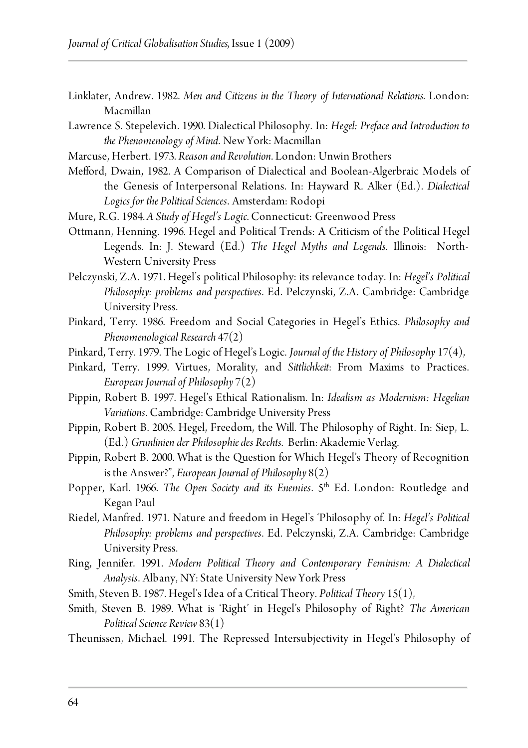Linklater, Andrew. 1982. *Men and Citizens in the Theory of International Relations*. London: Macmillan

Lawrence S. Stepelevich. 1990. Dialectical Philosophy. In: *Hegel: Preface and Introduction to the Phenomenology of Mind*. New York: Macmillan

Marcuse, Herbert. 1973. *Reason and Revolution*. London: Unwin Brothers

Mefford, Dwain, 1982. A Comparison of Dialectical and Boolean-Algerbraic Models of the Genesis of Interpersonal Relations. In: Hayward R. Alker (Ed.). *Dialectical Logics for the Political Sciences*. Amsterdam: Rodopi

Mure, R.G. 1984. *A Study of Hegel's Logic*. Connecticut: Greenwood Press

Ottmann, Henning. 1996. Hegel and Political Trends: A Criticism of the Political Hegel Legends. In: J. Steward (Ed.) *The Hegel Myths and Legends*. Illinois: North-Western University Press

Pelczynski, Z.A. 1971. Hegel's political Philosophy: its relevance today. In: *Hegel's Political Philosophy: problems and perspectives*. Ed. Pelczynski, Z.A. Cambridge: Cambridge University Press.

Pinkard, Terry. 1986. Freedom and Social Categories in Hegel's Ethics. *Philosophy and Phenomenological Research* 47(2)

Pinkard, Terry. 1979. The Logic of Hegel's Logic. *Journal of the History of Philosophy* 17(4),

Pinkard, Terry. 1999. Virtues, Morality, and *Sittlichkeit*: From Maxims to Practices. *European Journal of Philosophy* 7(2)

Pippin, Robert B. 1997. Hegel's Ethical Rationalism. In: *Idealism as Modernism: Hegelian Variations*. Cambridge: Cambridge University Press

Pippin, Robert B. 2005. Hegel, Freedom, the Will. The Philosophy of Right. In: Siep, L. (Ed.) *Grunlinien der Philosophie des Rechts*. Berlin: Akademie Verlag.

Pippin, Robert B. 2000. What is the Question for Which Hegel's Theory of Recognition is the Answer?", *European Journal of Philosophy* 8(2)

Popper, Karl. 1966. *The Open Society and its Enemies*. 5th Ed. London: Routledge and Kegan Paul

Riedel, Manfred. 1971. Nature and freedom in Hegel's 'Philosophy of. In: *Hegel's Political Philosophy: problems and perspectives*. Ed. Pelczynski, Z.A. Cambridge: Cambridge University Press.

Ring, Jennifer. 1991. *Modern Political Theory and Contemporary Feminism: A Dialectical Analysis*. Albany, NY: State University New York Press

Smith, Steven B. 1987. Hegel's Idea of a Critical Theory. *Political Theory* 15(1),

Smith, Steven B. 1989. What is 'Right' in Hegel's Philosophy of Right? *The American Political Science Review* 83(1)

Theunissen, Michael. 1991. The Repressed Intersubjectivity in Hegel's Philosophy of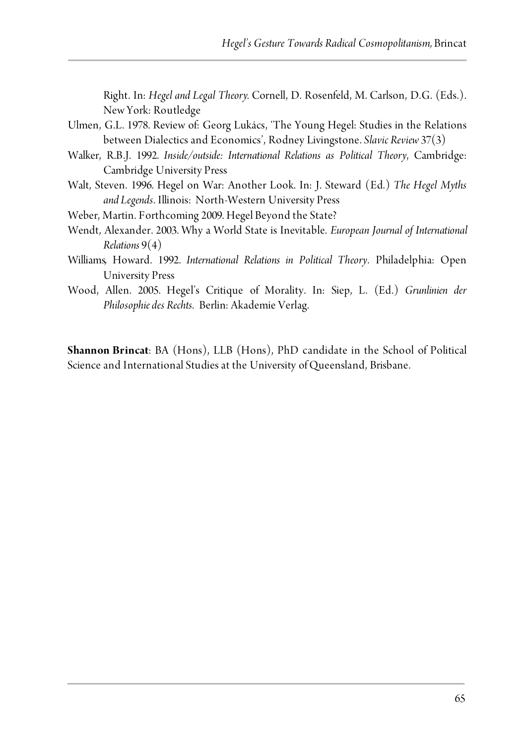Right. In: *Hegel and Legal Theory.* Cornell, D. Rosenfeld, M. Carlson, D.G. (Eds.). New York: Routledge

Ulmen, G.L. 1978. Review of: Georg Lukács, 'The Young Hegel: Studies in the Relations between Dialectics and Economics', Rodney Livingstone. *Slavic Review* 37(3)

Walker, R.B.J. 1992. *Inside/outside: International Relations as Political Theory*, Cambridge: Cambridge University Press

Walt, Steven. 1996. Hegel on War: Another Look. In: J. Steward (Ed.) *The Hegel Myths and Legends*. Illinois: North-Western University Press

Weber, Martin. Forthcoming 2009. Hegel Beyond the State?

Wendt, Alexander. 2003. Why a World State is Inevitable. *European Journal of International Relations* 9(4)

Williams, Howard. 1992. *International Relations in Political Theory*. Philadelphia: Open University Press

Wood, Allen. 2005. Hegel's Critique of Morality. In: Siep, L. (Ed.) *Grunlinien der Philosophie des Rechts*. Berlin: Akademie Verlag.

**Shannon Brincat**: BA (Hons), LLB (Hons), PhD candidate in the School of Political Science and International Studies at the University of Queensland, Brisbane.